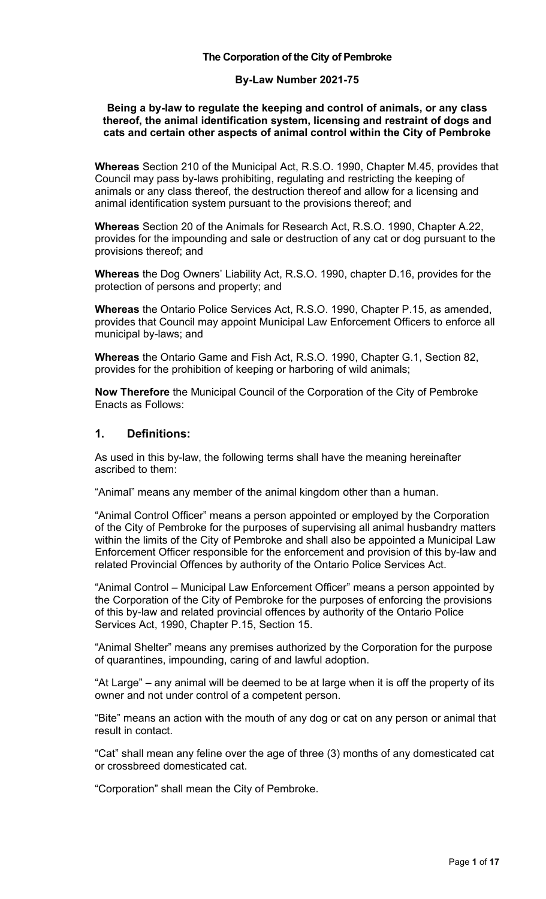**The Corporation of the City of Pembroke**

**By-Law Number 2021-75**

**Being a by-law to regulate the keeping and control of animals, or any class thereof, the animal identification system, licensing and restraint of dogs and cats and certain other aspects of animal control within the City of Pembroke**

**Whereas** Section 210 of the Municipal Act, R.S.O. 1990, Chapter M.45, provides that Council may pass by-laws prohibiting, regulating and restricting the keeping of animals or any class thereof, the destruction thereof and allow for a licensing and animal identification system pursuant to the provisions thereof; and

**Whereas** Section 20 of the Animals for Research Act, R.S.O. 1990, Chapter A.22, provides for the impounding and sale or destruction of any cat or dog pursuant to the provisions thereof; and

**Whereas** the Dog Owners' Liability Act, R.S.O. 1990, chapter D.16, provides for the protection of persons and property; and

**Whereas** the Ontario Police Services Act, R.S.O. 1990, Chapter P.15, as amended, provides that Council may appoint Municipal Law Enforcement Officers to enforce all municipal by-laws; and

**Whereas** the Ontario Game and Fish Act, R.S.O. 1990, Chapter G.1, Section 82, provides for the prohibition of keeping or harboring of wild animals;

**Now Therefore** the Municipal Council of the Corporation of the City of Pembroke Enacts as Follows:

## 1. Definitions:

As used in this by-law, the following terms shall have the meaning hereinafter ascribed to them:

"Animal" means any member of the animal kingdom other than a human.

"Animal Control Officer" means a person appointed or employed by the Corporation of the City of Pembroke for the purposes of supervising all animal husbandry matters within the limits of the City of Pembroke and shall also be appointed a Municipal Law Enforcement Officer responsible for the enforcement and provision of this by-law and related Provincial Offences by authority of the Ontario Police Services Act.

"Animal Control – Municipal Law Enforcement Officer" means a person appointed by the Corporation of the City of Pembroke for the purposes of enforcing the provisions of this by-law and related provincial offences by authority of the Ontario Police Services Act, 1990, Chapter P.15, Section 15.

"Animal Shelter" means any premises authorized by the Corporation for the purpose of quarantines, impounding, caring of and lawful adoption.

"At Large" – any animal will be deemed to be at large when it is off the property of its owner and not under control of a competent person.

"Bite" means an action with the mouth of any dog or cat on any person or animal that result in contact.

"Cat" shall mean any feline over the age of three (3) months of any domesticated cat or crossbreed domesticated cat.

"Corporation" shall mean the City of Pembroke.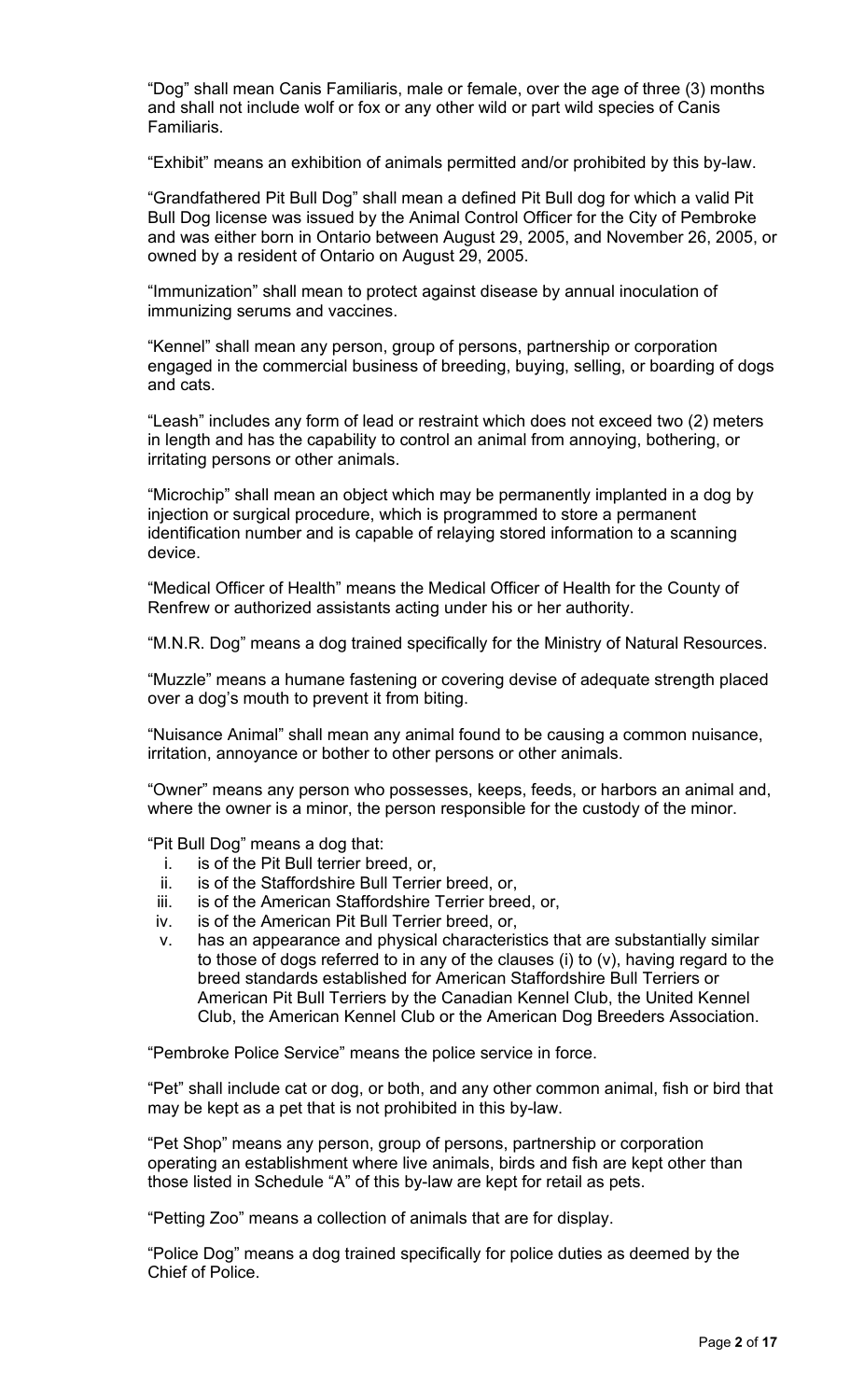"Dog" shall mean Canis Familiaris, male or female, over the age of three (3) months and shall not include wolf or fox or any other wild or part wild species of Canis Familiaris.

"Exhibit" means an exhibition of animals permitted and/or prohibited by this by-law.

"Grandfathered Pit Bull Dog" shall mean a defined Pit Bull dog for which a valid Pit Bull Dog license was issued by the Animal Control Officer for the City of Pembroke and was either born in Ontario between August 29, 2005, and November 26, 2005, or owned by a resident of Ontario on August 29, 2005.

"Immunization" shall mean to protect against disease by annual inoculation of immunizing serums and vaccines.

"Kennel" shall mean any person, group of persons, partnership or corporation engaged in the commercial business of breeding, buying, selling, or boarding of dogs and cats.

"Leash" includes any form of lead or restraint which does not exceed two (2) meters in length and has the capability to control an animal from annoying, bothering, or irritating persons or other animals.

"Microchip" shall mean an object which may be permanently implanted in a dog by injection or surgical procedure, which is programmed to store a permanent identification number and is capable of relaying stored information to a scanning device.

"Medical Officer of Health" means the Medical Officer of Health for the County of Renfrew or authorized assistants acting under his or her authority.

"M.N.R. Dog" means a dog trained specifically for the Ministry of Natural Resources.

"Muzzle" means a humane fastening or covering devise of adequate strength placed over a dog's mouth to prevent it from biting.

"Nuisance Animal" shall mean any animal found to be causing a common nuisance, irritation, annoyance or bother to other persons or other animals.

"Owner" means any person who possesses, keeps, feeds, or harbors an animal and, where the owner is a minor, the person responsible for the custody of the minor.

"Pit Bull Dog" means a dog that:

i. is of the Pit Bull terrier breed, or,
ii. is of the Staffordshire Bull Terrier breed, or,
iii. is of the American Staffordshire Terrier breed, or,
iv. is of the American Pit Bull Terrier breed, or,
v. has an appearance and physical characteristics that are substantially similar to those of dogs referred to in any of the clauses (i) to (v), having regard to the breed standards established for American Staffordshire Bull Terriers or American Pit Bull Terriers by the Canadian Kennel Club, the United Kennel Club, the American Kennel Club or the American Dog Breeders Association.

"Pembroke Police Service" means the police service in force.

"Pet" shall include cat or dog, or both, and any other common animal, fish or bird that may be kept as a pet that is not prohibited in this by-law.

"Pet Shop" means any person, group of persons, partnership or corporation operating an establishment where live animals, birds and fish are kept other than those listed in Schedule "A" of this by-law are kept for retail as pets.

"Petting Zoo" means a collection of animals that are for display.

"Police Dog" means a dog trained specifically for police duties as deemed by the Chief of Police.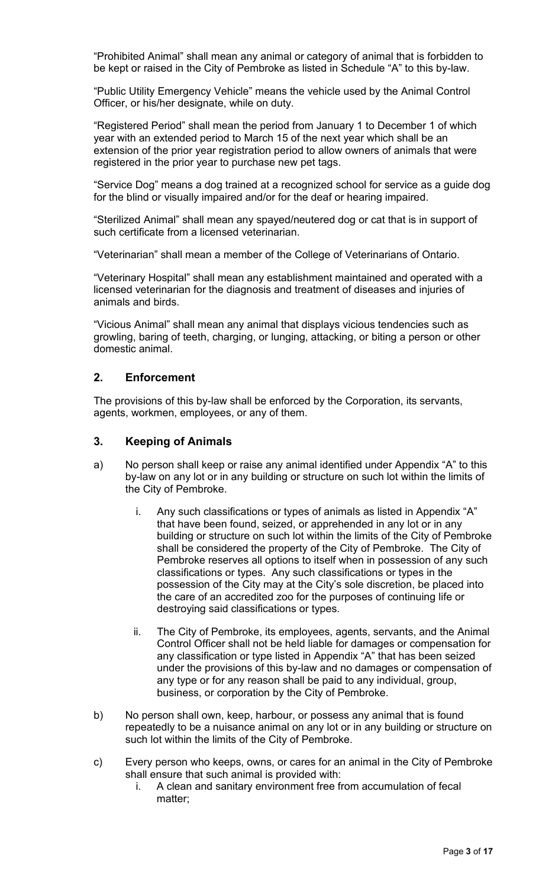"Prohibited Animal" shall mean any animal or category of animal that is forbidden to be kept or raised in the City of Pembroke as listed in Schedule "A" to this by-law.

"Public Utility Emergency Vehicle" means the vehicle used by the Animal Control Officer, or his/her designate, while on duty.

"Registered Period" shall mean the period from January 1 to December 1 of which year with an extended period to March 15 of the next year which shall be an extension of the prior year registration period to allow owners of animals that were registered in the prior year to purchase new pet tags.

"Service Dog" means a dog trained at a recognized school for service as a guide dog for the blind or visually impaired and/or for the deaf or hearing impaired.

"Sterilized Animal" shall mean any spayed/neutered dog or cat that is in support of such certificate from a licensed veterinarian.

"Veterinarian" shall mean a member of the College of Veterinarians of Ontario.

"Veterinary Hospital" shall mean any establishment maintained and operated with a licensed veterinarian for the diagnosis and treatment of diseases and injuries of animals and birds.

"Vicious Animal" shall mean any animal that displays vicious tendencies such as growling, baring of teeth, charging, or lunging, attacking, or biting a person or other domestic animal.

## 2. Enforcement

The provisions of this by-law shall be enforced by the Corporation, its servants, agents, workmen, employees, or any of them.

## 3. Keeping of Animals

a) No person shall keep or raise any animal identified under Appendix "A" to this by-law on any lot or in any building or structure on such lot within the limits of the City of Pembroke.

   i. Any such classifications or types of animals as listed in Appendix "A" that have been found, seized, or apprehended in any lot or in any building or structure on such lot within the limits of the City of Pembroke shall be considered the property of the City of Pembroke. The City of Pembroke reserves all options to itself when in possession of any such classifications or types. Any such classifications or types in the possession of the City may at the City's sole discretion, be placed into the care of an accredited zoo for the purposes of continuing life or destroying said classifications or types.

   ii. The City of Pembroke, its employees, agents, servants, and the Animal Control Officer shall not be held liable for damages or compensation for any classification or type listed in Appendix "A" that has been seized under the provisions of this by-law and no damages or compensation of any type or for any reason shall be paid to any individual, group, business, or corporation by the City of Pembroke.

b) No person shall own, keep, harbour, or possess any animal that is found repeatedly to be a nuisance animal on any lot or in any building or structure on such lot within the limits of the City of Pembroke.

c) Every person who keeps, owns, or cares for an animal in the City of Pembroke shall ensure that such animal is provided with:

   i. A clean and sanitary environment free from accumulation of fecal matter;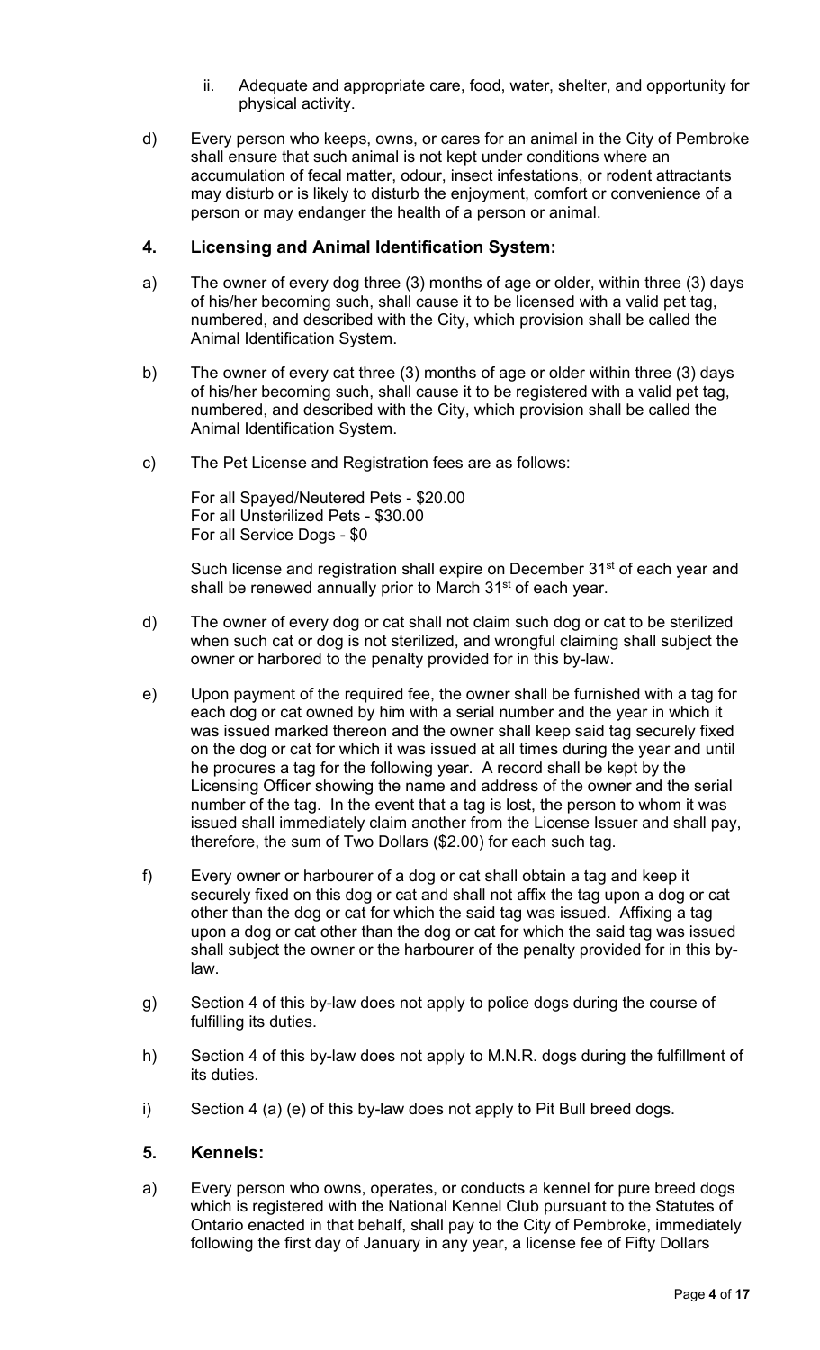ii. Adequate and appropriate care, food, water, shelter, and opportunity for physical activity.

d) Every person who keeps, owns, or cares for an animal in the City of Pembroke shall ensure that such animal is not kept under conditions where an accumulation of fecal matter, odour, insect infestations, or rodent attractants may disturb or is likely to disturb the enjoyment, comfort or convenience of a person or may endanger the health of a person or animal.

## 4. Licensing and Animal Identification System:

a) The owner of every dog three (3) months of age or older, within three (3) days of his/her becoming such, shall cause it to be licensed with a valid pet tag, numbered, and described with the City, which provision shall be called the Animal Identification System.

b) The owner of every cat three (3) months of age or older within three (3) days of his/her becoming such, shall cause it to be registered with a valid pet tag, numbered, and described with the City, which provision shall be called the Animal Identification System.

c) The Pet License and Registration fees are as follows:

For all Spayed/Neutered Pets - $20.00
For all Unsterilized Pets - $30.00
For all Service Dogs - $0

Such license and registration shall expire on December 31st of each year and shall be renewed annually prior to March 31st of each year.

d) The owner of every dog or cat shall not claim such dog or cat to be sterilized when such cat or dog is not sterilized, and wrongful claiming shall subject the owner or harbored to the penalty provided for in this by-law.

e) Upon payment of the required fee, the owner shall be furnished with a tag for each dog or cat owned by him with a serial number and the year in which it was issued marked thereon and the owner shall keep said tag securely fixed on the dog or cat for which it was issued at all times during the year and until he procures a tag for the following year. A record shall be kept by the Licensing Officer showing the name and address of the owner and the serial number of the tag. In the event that a tag is lost, the person to whom it was issued shall immediately claim another from the License Issuer and shall pay, therefore, the sum of Two Dollars ($2.00) for each such tag.

f) Every owner or harbourer of a dog or cat shall obtain a tag and keep it securely fixed on this dog or cat and shall not affix the tag upon a dog or cat other than the dog or cat for which the said tag was issued. Affixing a tag upon a dog or cat other than the dog or cat for which the said tag was issued shall subject the owner or the harbourer of the penalty provided for in this by-law.

g) Section 4 of this by-law does not apply to police dogs during the course of fulfilling its duties.

h) Section 4 of this by-law does not apply to M.N.R. dogs during the fulfillment of its duties.

i) Section 4 (a) (e) of this by-law does not apply to Pit Bull breed dogs.

## 5. Kennels:

a) Every person who owns, operates, or conducts a kennel for pure breed dogs which is registered with the National Kennel Club pursuant to the Statutes of Ontario enacted in that behalf, shall pay to the City of Pembroke, immediately following the first day of January in any year, a license fee of Fifty Dollars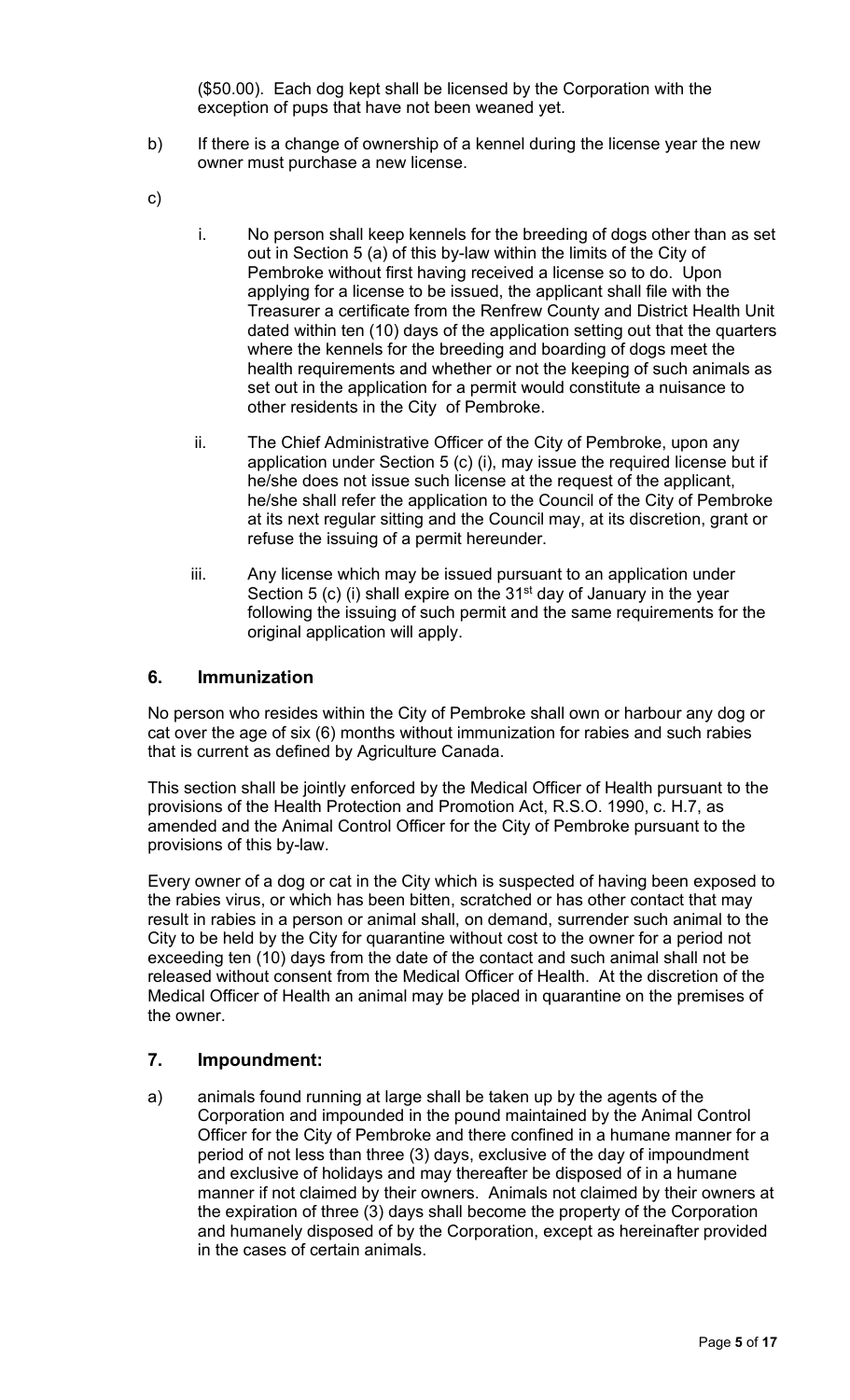($50.00). Each dog kept shall be licensed by the Corporation with the exception of pups that have not been weaned yet.

b) If there is a change of ownership of a kennel during the license year the new owner must purchase a new license.

c)

i. No person shall keep kennels for the breeding of dogs other than as set out in Section 5 (a) of this by-law within the limits of the City of Pembroke without first having received a license so to do. Upon applying for a license to be issued, the applicant shall file with the Treasurer a certificate from the Renfrew County and District Health Unit dated within ten (10) days of the application setting out that the quarters where the kennels for the breeding and boarding of dogs meet the health requirements and whether or not the keeping of such animals as set out in the application for a permit would constitute a nuisance to other residents in the City of Pembroke.

ii. The Chief Administrative Officer of the City of Pembroke, upon any application under Section 5 (c) (i), may issue the required license but if he/she does not issue such license at the request of the applicant, he/she shall refer the application to the Council of the City of Pembroke at its next regular sitting and the Council may, at its discretion, grant or refuse the issuing of a permit hereunder.

iii. Any license which may be issued pursuant to an application under Section 5 (c) (i) shall expire on the 31st day of January in the year following the issuing of such permit and the same requirements for the original application will apply.

## 6. Immunization

No person who resides within the City of Pembroke shall own or harbour any dog or cat over the age of six (6) months without immunization for rabies and such rabies that is current as defined by Agriculture Canada.

This section shall be jointly enforced by the Medical Officer of Health pursuant to the provisions of the Health Protection and Promotion Act, R.S.O. 1990, c. H.7, as amended and the Animal Control Officer for the City of Pembroke pursuant to the provisions of this by-law.

Every owner of a dog or cat in the City which is suspected of having been exposed to the rabies virus, or which has been bitten, scratched or has other contact that may result in rabies in a person or animal shall, on demand, surrender such animal to the City to be held by the City for quarantine without cost to the owner for a period not exceeding ten (10) days from the date of the contact and such animal shall not be released without consent from the Medical Officer of Health. At the discretion of the Medical Officer of Health an animal may be placed in quarantine on the premises of the owner.

## 7. Impoundment:

a) animals found running at large shall be taken up by the agents of the Corporation and impounded in the pound maintained by the Animal Control Officer for the City of Pembroke and there confined in a humane manner for a period of not less than three (3) days, exclusive of the day of impoundment and exclusive of holidays and may thereafter be disposed of in a humane manner if not claimed by their owners. Animals not claimed by their owners at the expiration of three (3) days shall become the property of the Corporation and humanely disposed of by the Corporation, except as hereinafter provided in the cases of certain animals.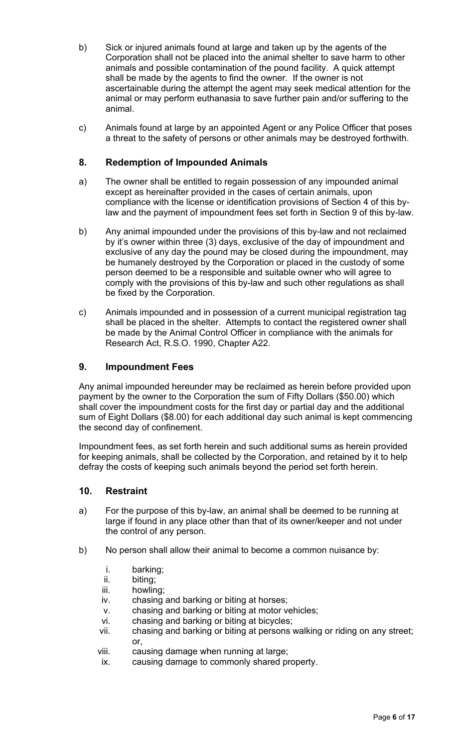b) Sick or injured animals found at large and taken up by the agents of the Corporation shall not be placed into the animal shelter to save harm to other animals and possible contamination of the pound facility. A quick attempt shall be made by the agents to find the owner. If the owner is not ascertainable during the attempt the agent may seek medical attention for the animal or may perform euthanasia to save further pain and/or suffering to the animal.

c) Animals found at large by an appointed Agent or any Police Officer that poses a threat to the safety of persons or other animals may be destroyed forthwith.

## 8. Redemption of Impounded Animals

a) The owner shall be entitled to regain possession of any impounded animal except as hereinafter provided in the cases of certain animals, upon compliance with the license or identification provisions of Section 4 of this by-law and the payment of impoundment fees set forth in Section 9 of this by-law.

b) Any animal impounded under the provisions of this by-law and not reclaimed by it's owner within three (3) days, exclusive of the day of impoundment and exclusive of any day the pound may be closed during the impoundment, may be humanely destroyed by the Corporation or placed in the custody of some person deemed to be a responsible and suitable owner who will agree to comply with the provisions of this by-law and such other regulations as shall be fixed by the Corporation.

c) Animals impounded and in possession of a current municipal registration tag shall be placed in the shelter. Attempts to contact the registered owner shall be made by the Animal Control Officer in compliance with the animals for Research Act, R.S.O. 1990, Chapter A22.

## 9. Impoundment Fees

Any animal impounded hereunder may be reclaimed as herein before provided upon payment by the owner to the Corporation the sum of Fifty Dollars ($50.00) which shall cover the impoundment costs for the first day or partial day and the additional sum of Eight Dollars ($8.00) for each additional day such animal is kept commencing the second day of confinement.

Impoundment fees, as set forth herein and such additional sums as herein provided for keeping animals, shall be collected by the Corporation, and retained by it to help defray the costs of keeping such animals beyond the period set forth herein.

## 10. Restraint

a) For the purpose of this by-law, an animal shall be deemed to be running at large if found in any place other than that of its owner/keeper and not under the control of any person.

b) No person shall allow their animal to become a common nuisance by:

i. barking;
ii. biting;
iii. howling;
iv. chasing and barking or biting at horses;
v. chasing and barking or biting at motor vehicles;
vi. chasing and barking or biting at bicycles;
vii. chasing and barking or biting at persons walking or riding on any street; or,
viii. causing damage when running at large;
ix. causing damage to commonly shared property.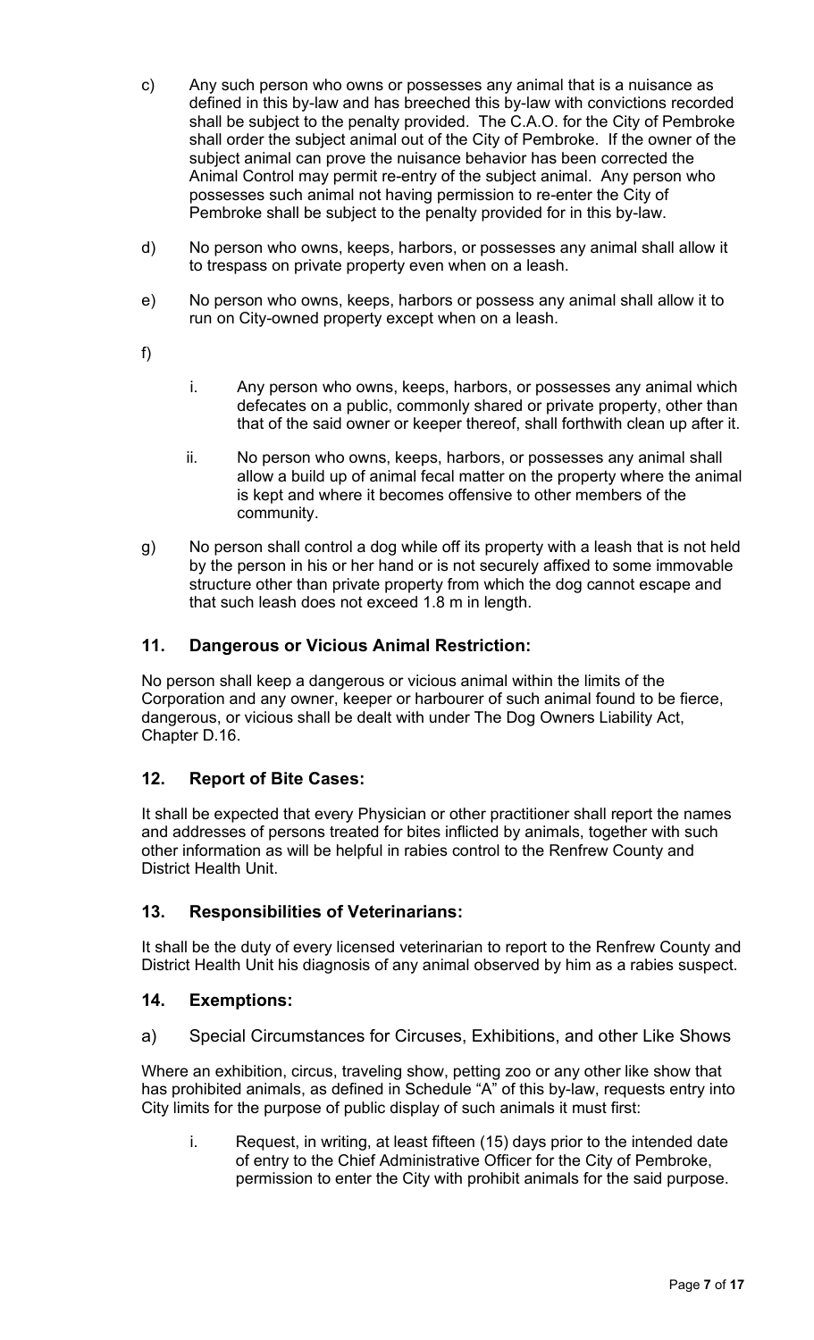c) Any such person who owns or possesses any animal that is a nuisance as defined in this by-law and has breeched this by-law with convictions recorded shall be subject to the penalty provided. The C.A.O. for the City of Pembroke shall order the subject animal out of the City of Pembroke. If the owner of the subject animal can prove the nuisance behavior has been corrected the Animal Control may permit re-entry of the subject animal. Any person who possesses such animal not having permission to re-enter the City of Pembroke shall be subject to the penalty provided for in this by-law.

d) No person who owns, keeps, harbors, or possesses any animal shall allow it to trespass on private property even when on a leash.

e) No person who owns, keeps, harbors or possess any animal shall allow it to run on City-owned property except when on a leash.

f)

i. Any person who owns, keeps, harbors, or possesses any animal which defecates on a public, commonly shared or private property, other than that of the said owner or keeper thereof, shall forthwith clean up after it.

ii. No person who owns, keeps, harbors, or possesses any animal shall allow a build up of animal fecal matter on the property where the animal is kept and where it becomes offensive to other members of the community.

g) No person shall control a dog while off its property with a leash that is not held by the person in his or her hand or is not securely affixed to some immovable structure other than private property from which the dog cannot escape and that such leash does not exceed 1.8 m in length.

## 11. Dangerous or Vicious Animal Restriction:

No person shall keep a dangerous or vicious animal within the limits of the Corporation and any owner, keeper or harbourer of such animal found to be fierce, dangerous, or vicious shall be dealt with under The Dog Owners Liability Act, Chapter D.16.

## 12. Report of Bite Cases:

It shall be expected that every Physician or other practitioner shall report the names and addresses of persons treated for bites inflicted by animals, together with such other information as will be helpful in rabies control to the Renfrew County and District Health Unit.

## 13. Responsibilities of Veterinarians:

It shall be the duty of every licensed veterinarian to report to the Renfrew County and District Health Unit his diagnosis of any animal observed by him as a rabies suspect.

## 14. Exemptions:

a) Special Circumstances for Circuses, Exhibitions, and other Like Shows

Where an exhibition, circus, traveling show, petting zoo or any other like show that has prohibited animals, as defined in Schedule "A" of this by-law, requests entry into City limits for the purpose of public display of such animals it must first:

i. Request, in writing, at least fifteen (15) days prior to the intended date of entry to the Chief Administrative Officer for the City of Pembroke, permission to enter the City with prohibit animals for the said purpose.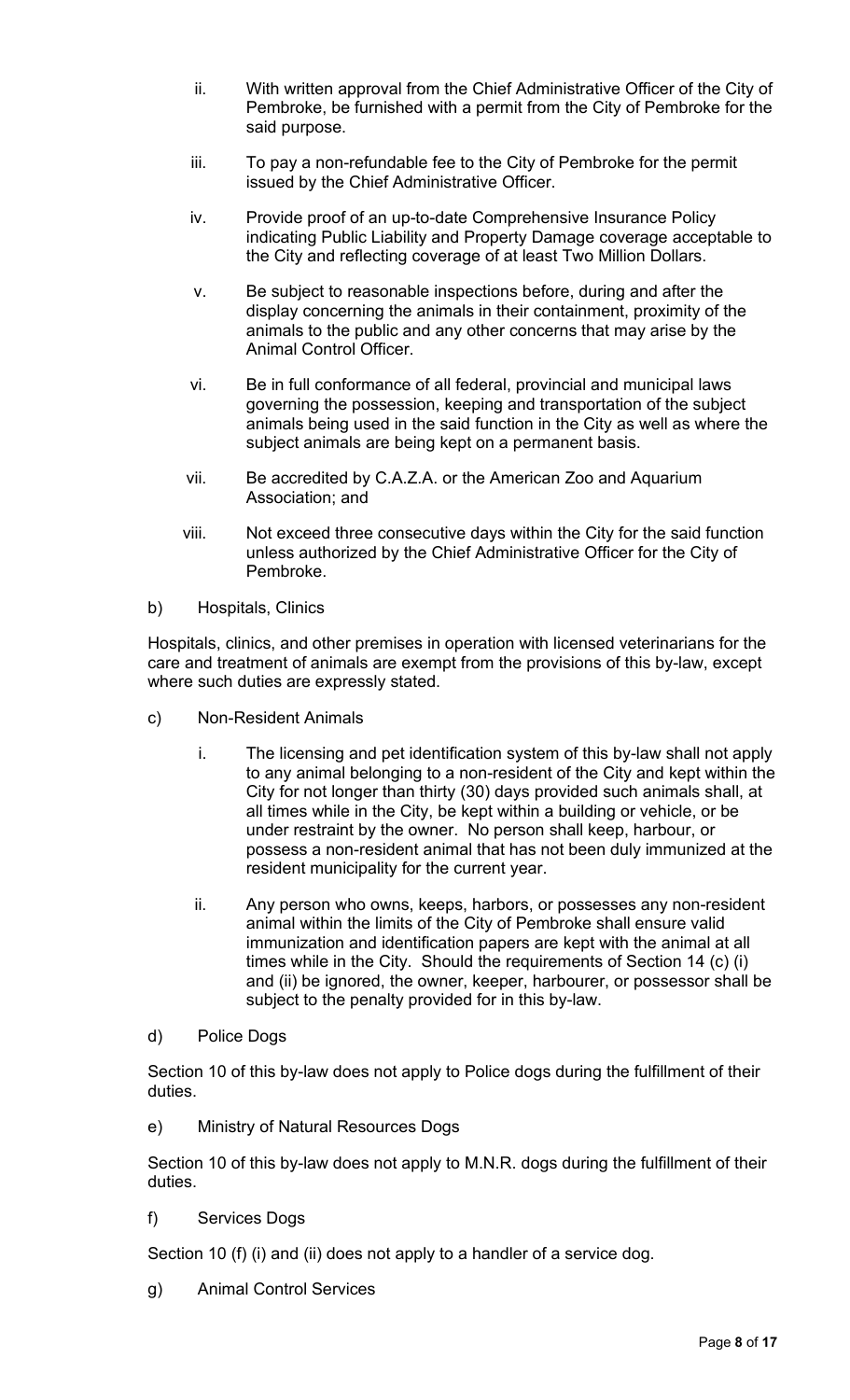ii. With written approval from the Chief Administrative Officer of the City of Pembroke, be furnished with a permit from the City of Pembroke for the said purpose.

iii. To pay a non-refundable fee to the City of Pembroke for the permit issued by the Chief Administrative Officer.

iv. Provide proof of an up-to-date Comprehensive Insurance Policy indicating Public Liability and Property Damage coverage acceptable to the City and reflecting coverage of at least Two Million Dollars.

v. Be subject to reasonable inspections before, during and after the display concerning the animals in their containment, proximity of the animals to the public and any other concerns that may arise by the Animal Control Officer.

vi. Be in full conformance of all federal, provincial and municipal laws governing the possession, keeping and transportation of the subject animals being used in the said function in the City as well as where the subject animals are being kept on a permanent basis.

vii. Be accredited by C.A.Z.A. or the American Zoo and Aquarium Association; and

viii. Not exceed three consecutive days within the City for the said function unless authorized by the Chief Administrative Officer for the City of Pembroke.

b) Hospitals, Clinics

Hospitals, clinics, and other premises in operation with licensed veterinarians for the care and treatment of animals are exempt from the provisions of this by-law, except where such duties are expressly stated.

c) Non-Resident Animals

i. The licensing and pet identification system of this by-law shall not apply to any animal belonging to a non-resident of the City and kept within the City for not longer than thirty (30) days provided such animals shall, at all times while in the City, be kept within a building or vehicle, or be under restraint by the owner. No person shall keep, harbour, or possess a non-resident animal that has not been duly immunized at the resident municipality for the current year.

ii. Any person who owns, keeps, harbors, or possesses any non-resident animal within the limits of the City of Pembroke shall ensure valid immunization and identification papers are kept with the animal at all times while in the City. Should the requirements of Section 14 (c) (i) and (ii) be ignored, the owner, keeper, harbourer, or possessor shall be subject to the penalty provided for in this by-law.

d) Police Dogs

Section 10 of this by-law does not apply to Police dogs during the fulfillment of their duties.

e) Ministry of Natural Resources Dogs

Section 10 of this by-law does not apply to M.N.R. dogs during the fulfillment of their duties.

f) Services Dogs

Section 10 (f) (i) and (ii) does not apply to a handler of a service dog.

g) Animal Control Services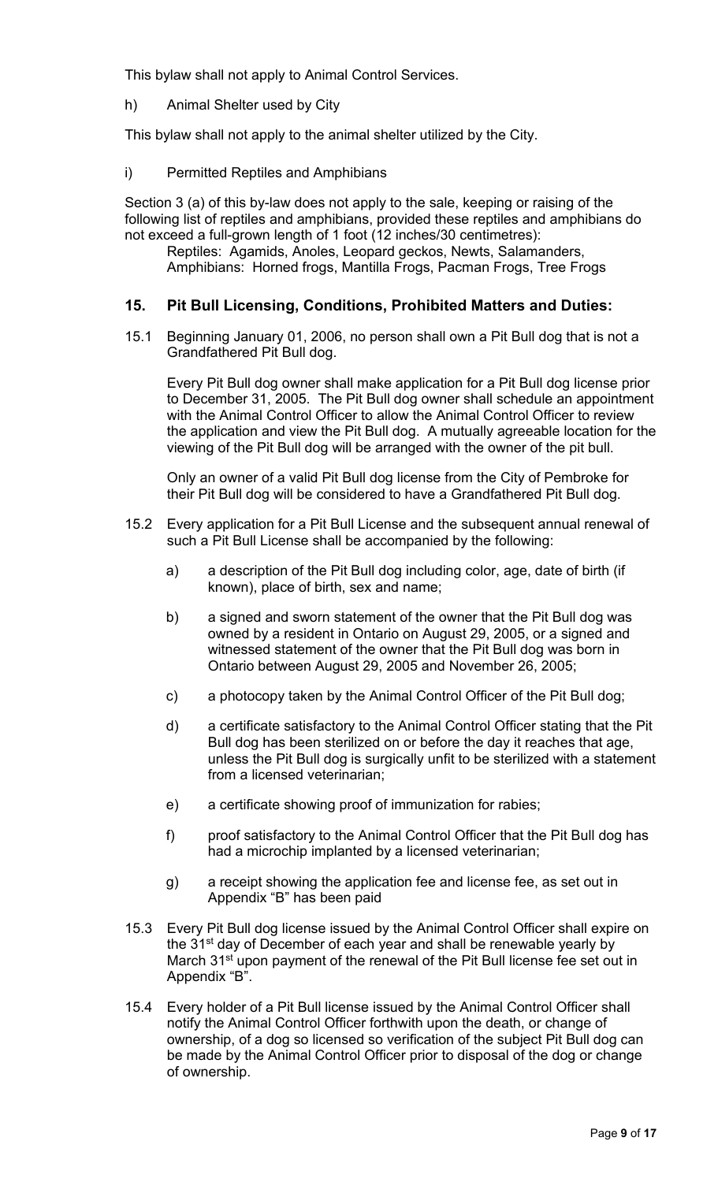This bylaw shall not apply to Animal Control Services.

h) Animal Shelter used by City

This bylaw shall not apply to the animal shelter utilized by the City.

i) Permitted Reptiles and Amphibians

Section 3 (a) of this by-law does not apply to the sale, keeping or raising of the following list of reptiles and amphibians, provided these reptiles and amphibians do not exceed a full-grown length of 1 foot (12 inches/30 centimetres):

Reptiles: Agamids, Anoles, Leopard geckos, Newts, Salamanders,
Amphibians: Horned frogs, Mantilla Frogs, Pacman Frogs, Tree Frogs

## 15. Pit Bull Licensing, Conditions, Prohibited Matters and Duties:

15.1 Beginning January 01, 2006, no person shall own a Pit Bull dog that is not a Grandfathered Pit Bull dog.

Every Pit Bull dog owner shall make application for a Pit Bull dog license prior to December 31, 2005. The Pit Bull dog owner shall schedule an appointment with the Animal Control Officer to allow the Animal Control Officer to review the application and view the Pit Bull dog. A mutually agreeable location for the viewing of the Pit Bull dog will be arranged with the owner of the pit bull.

Only an owner of a valid Pit Bull dog license from the City of Pembroke for their Pit Bull dog will be considered to have a Grandfathered Pit Bull dog.

15.2 Every application for a Pit Bull License and the subsequent annual renewal of such a Pit Bull License shall be accompanied by the following:

a) a description of the Pit Bull dog including color, age, date of birth (if known), place of birth, sex and name;

b) a signed and sworn statement of the owner that the Pit Bull dog was owned by a resident in Ontario on August 29, 2005, or a signed and witnessed statement of the owner that the Pit Bull dog was born in Ontario between August 29, 2005 and November 26, 2005;

c) a photocopy taken by the Animal Control Officer of the Pit Bull dog;

d) a certificate satisfactory to the Animal Control Officer stating that the Pit Bull dog has been sterilized on or before the day it reaches that age, unless the Pit Bull dog is surgically unfit to be sterilized with a statement from a licensed veterinarian;

e) a certificate showing proof of immunization for rabies;

f) proof satisfactory to the Animal Control Officer that the Pit Bull dog has had a microchip implanted by a licensed veterinarian;

g) a receipt showing the application fee and license fee, as set out in Appendix "B" has been paid

15.3 Every Pit Bull dog license issued by the Animal Control Officer shall expire on the 31st day of December of each year and shall be renewable yearly by March 31st upon payment of the renewal of the Pit Bull license fee set out in Appendix "B".

15.4 Every holder of a Pit Bull license issued by the Animal Control Officer shall notify the Animal Control Officer forthwith upon the death, or change of ownership, of a dog so licensed so verification of the subject Pit Bull dog can be made by the Animal Control Officer prior to disposal of the dog or change of ownership.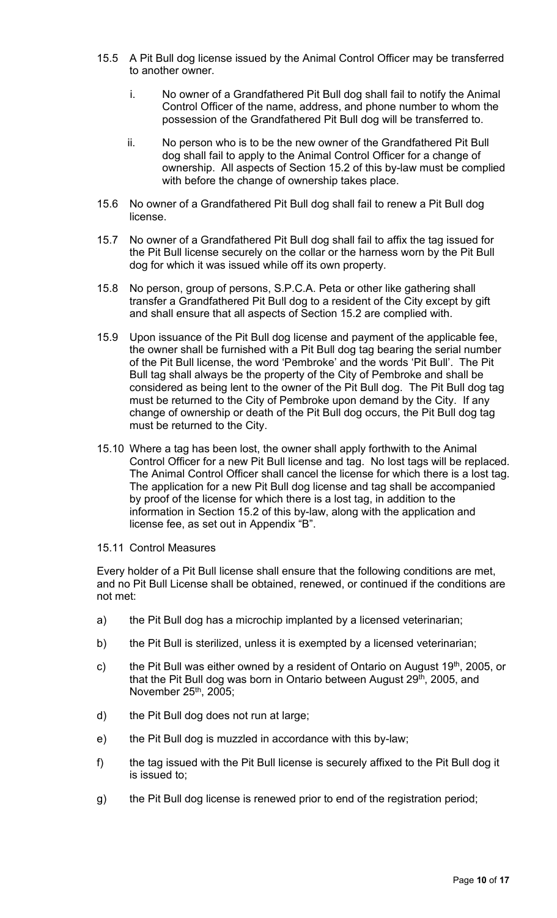15.5 A Pit Bull dog license issued by the Animal Control Officer may be transferred to another owner.

i. No owner of a Grandfathered Pit Bull dog shall fail to notify the Animal Control Officer of the name, address, and phone number to whom the possession of the Grandfathered Pit Bull dog will be transferred to.

ii. No person who is to be the new owner of the Grandfathered Pit Bull dog shall fail to apply to the Animal Control Officer for a change of ownership. All aspects of Section 15.2 of this by-law must be complied with before the change of ownership takes place.

15.6 No owner of a Grandfathered Pit Bull dog shall fail to renew a Pit Bull dog license.

15.7 No owner of a Grandfathered Pit Bull dog shall fail to affix the tag issued for the Pit Bull license securely on the collar or the harness worn by the Pit Bull dog for which it was issued while off its own property.

15.8 No person, group of persons, S.P.C.A. Peta or other like gathering shall transfer a Grandfathered Pit Bull dog to a resident of the City except by gift and shall ensure that all aspects of Section 15.2 are complied with.

15.9 Upon issuance of the Pit Bull dog license and payment of the applicable fee, the owner shall be furnished with a Pit Bull dog tag bearing the serial number of the Pit Bull license, the word 'Pembroke' and the words 'Pit Bull'. The Pit Bull tag shall always be the property of the City of Pembroke and shall be considered as being lent to the owner of the Pit Bull dog. The Pit Bull dog tag must be returned to the City of Pembroke upon demand by the City. If any change of ownership or death of the Pit Bull dog occurs, the Pit Bull dog tag must be returned to the City.

15.10 Where a tag has been lost, the owner shall apply forthwith to the Animal Control Officer for a new Pit Bull license and tag. No lost tags will be replaced. The Animal Control Officer shall cancel the license for which there is a lost tag. The application for a new Pit Bull dog license and tag shall be accompanied by proof of the license for which there is a lost tag, in addition to the information in Section 15.2 of this by-law, along with the application and license fee, as set out in Appendix "B".

15.11 Control Measures

Every holder of a Pit Bull license shall ensure that the following conditions are met, and no Pit Bull License shall be obtained, renewed, or continued if the conditions are not met:

a) the Pit Bull dog has a microchip implanted by a licensed veterinarian;

b) the Pit Bull is sterilized, unless it is exempted by a licensed veterinarian;

c) the Pit Bull was either owned by a resident of Ontario on August 19th, 2005, or that the Pit Bull dog was born in Ontario between August 29th, 2005, and November 25th, 2005;

d) the Pit Bull dog does not run at large;

e) the Pit Bull dog is muzzled in accordance with this by-law;

f) the tag issued with the Pit Bull license is securely affixed to the Pit Bull dog it is issued to;

g) the Pit Bull dog license is renewed prior to end of the registration period;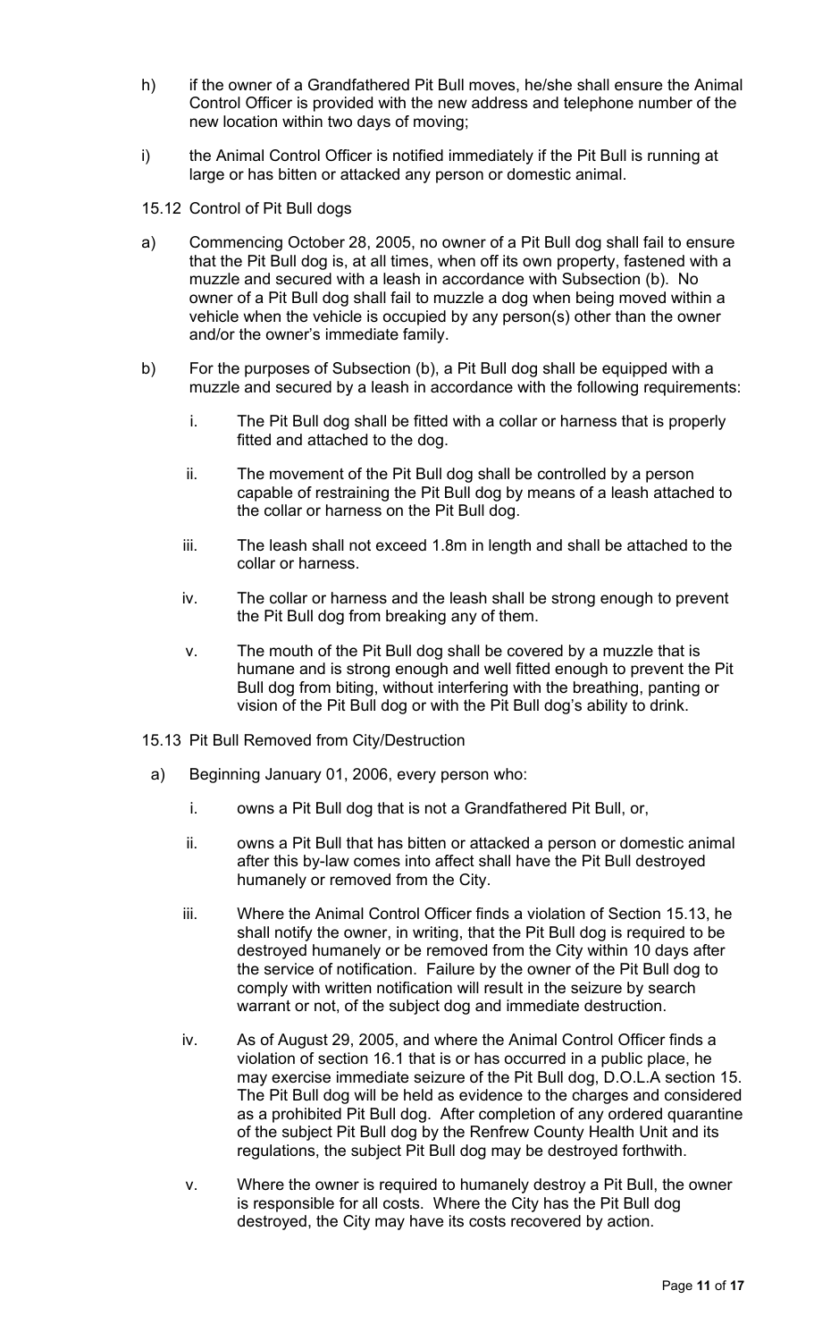h) if the owner of a Grandfathered Pit Bull moves, he/she shall ensure the Animal Control Officer is provided with the new address and telephone number of the new location within two days of moving;

i) the Animal Control Officer is notified immediately if the Pit Bull is running at large or has bitten or attacked any person or domestic animal.

15.12 Control of Pit Bull dogs

a) Commencing October 28, 2005, no owner of a Pit Bull dog shall fail to ensure that the Pit Bull dog is, at all times, when off its own property, fastened with a muzzle and secured with a leash in accordance with Subsection (b). No owner of a Pit Bull dog shall fail to muzzle a dog when being moved within a vehicle when the vehicle is occupied by any person(s) other than the owner and/or the owner's immediate family.

b) For the purposes of Subsection (b), a Pit Bull dog shall be equipped with a muzzle and secured by a leash in accordance with the following requirements:

   i. The Pit Bull dog shall be fitted with a collar or harness that is properly fitted and attached to the dog.

   ii. The movement of the Pit Bull dog shall be controlled by a person capable of restraining the Pit Bull dog by means of a leash attached to the collar or harness on the Pit Bull dog.

   iii. The leash shall not exceed 1.8m in length and shall be attached to the collar or harness.

   iv. The collar or harness and the leash shall be strong enough to prevent the Pit Bull dog from breaking any of them.

   v. The mouth of the Pit Bull dog shall be covered by a muzzle that is humane and is strong enough and well fitted enough to prevent the Pit Bull dog from biting, without interfering with the breathing, panting or vision of the Pit Bull dog or with the Pit Bull dog's ability to drink.

15.13 Pit Bull Removed from City/Destruction

a) Beginning January 01, 2006, every person who:

   i. owns a Pit Bull dog that is not a Grandfathered Pit Bull, or,

   ii. owns a Pit Bull that has bitten or attacked a person or domestic animal after this by-law comes into affect shall have the Pit Bull destroyed humanely or removed from the City.

   iii. Where the Animal Control Officer finds a violation of Section 15.13, he shall notify the owner, in writing, that the Pit Bull dog is required to be destroyed humanely or be removed from the City within 10 days after the service of notification. Failure by the owner of the Pit Bull dog to comply with written notification will result in the seizure by search warrant or not, of the subject dog and immediate destruction.

   iv. As of August 29, 2005, and where the Animal Control Officer finds a violation of section 16.1 that is or has occurred in a public place, he may exercise immediate seizure of the Pit Bull dog, D.O.L.A section 15. The Pit Bull dog will be held as evidence to the charges and considered as a prohibited Pit Bull dog. After completion of any ordered quarantine of the subject Pit Bull dog by the Renfrew County Health Unit and its regulations, the subject Pit Bull dog may be destroyed forthwith.

   v. Where the owner is required to humanely destroy a Pit Bull, the owner is responsible for all costs. Where the City has the Pit Bull dog destroyed, the City may have its costs recovered by action.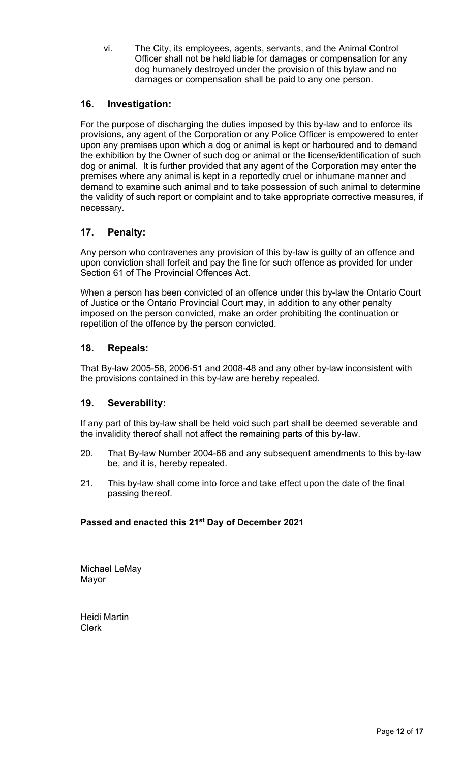vi. The City, its employees, agents, servants, and the Animal Control Officer shall not be held liable for damages or compensation for any dog humanely destroyed under the provision of this bylaw and no damages or compensation shall be paid to any one person.

## 16. Investigation:

For the purpose of discharging the duties imposed by this by-law and to enforce its provisions, any agent of the Corporation or any Police Officer is empowered to enter upon any premises upon which a dog or animal is kept or harboured and to demand the exhibition by the Owner of such dog or animal or the license/identification of such dog or animal. It is further provided that any agent of the Corporation may enter the premises where any animal is kept in a reportedly cruel or inhumane manner and demand to examine such animal and to take possession of such animal to determine the validity of such report or complaint and to take appropriate corrective measures, if necessary.

## 17. Penalty:

Any person who contravenes any provision of this by-law is guilty of an offence and upon conviction shall forfeit and pay the fine for such offence as provided for under Section 61 of The Provincial Offences Act.

When a person has been convicted of an offence under this by-law the Ontario Court of Justice or the Ontario Provincial Court may, in addition to any other penalty imposed on the person convicted, make an order prohibiting the continuation or repetition of the offence by the person convicted.

## 18. Repeals:

That By-law 2005-58, 2006-51 and 2008-48 and any other by-law inconsistent with the provisions contained in this by-law are hereby repealed.

## 19. Severability:

If any part of this by-law shall be held void such part shall be deemed severable and the invalidity thereof shall not affect the remaining parts of this by-law.

20. That By-law Number 2004-66 and any subsequent amendments to this by-law be, and it is, hereby repealed.

21. This by-law shall come into force and take effect upon the date of the final passing thereof.

**Passed and enacted this 21st Day of December 2021**

Michael LeMay
Mayor

Heidi Martin
Clerk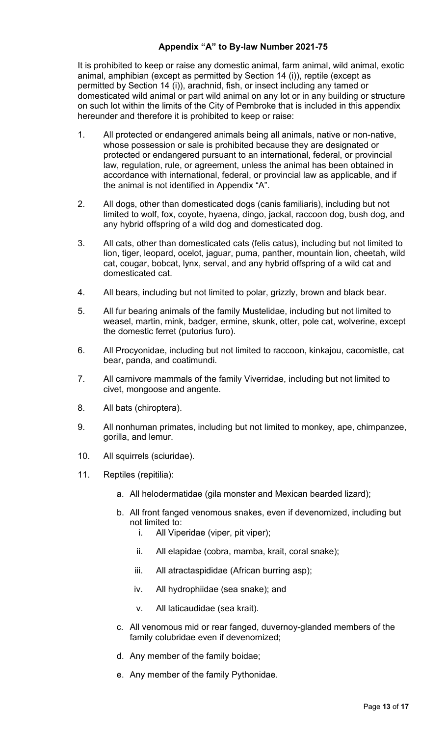**Appendix "A" to By-law Number 2021-75**

It is prohibited to keep or raise any domestic animal, farm animal, wild animal, exotic animal, amphibian (except as permitted by Section 14 (i)), reptile (except as permitted by Section 14 (i)), arachnid, fish, or insect including any tamed or domesticated wild animal or part wild animal on any lot or in any building or structure on such lot within the limits of the City of Pembroke that is included in this appendix hereunder and therefore it is prohibited to keep or raise:

1. All protected or endangered animals being all animals, native or non-native, whose possession or sale is prohibited because they are designated or protected or endangered pursuant to an international, federal, or provincial law, regulation, rule, or agreement, unless the animal has been obtained in accordance with international, federal, or provincial law as applicable, and if the animal is not identified in Appendix "A".

2. All dogs, other than domesticated dogs (canis familiaris), including but not limited to wolf, fox, coyote, hyaena, dingo, jackal, raccoon dog, bush dog, and any hybrid offspring of a wild dog and domesticated dog.

3. All cats, other than domesticated cats (felis catus), including but not limited to lion, tiger, leopard, ocelot, jaguar, puma, panther, mountain lion, cheetah, wild cat, cougar, bobcat, lynx, serval, and any hybrid offspring of a wild cat and domesticated cat.

4. All bears, including but not limited to polar, grizzly, brown and black bear.

5. All fur bearing animals of the family Mustelidae, including but not limited to weasel, martin, mink, badger, ermine, skunk, otter, pole cat, wolverine, except the domestic ferret (putorius furo).

6. All Procyonidae, including but not limited to raccoon, kinkajou, cacomistle, cat bear, panda, and coatimundi.

7. All carnivore mammals of the family Viverridae, including but not limited to civet, mongoose and angente.

8. All bats (chiroptera).

9. All nonhuman primates, including but not limited to monkey, ape, chimpanzee, gorilla, and lemur.

10. All squirrels (sciuridae).

11. Reptiles (repitilia):

    a. All helodermatidae (gila monster and Mexican bearded lizard);

    b. All front fanged venomous snakes, even if devenomized, including but not limited to:

        i. All Viperidae (viper, pit viper);

        ii. All elapidae (cobra, mamba, krait, coral snake);

        iii. All atractaspididae (African burring asp);

        iv. All hydrophiidae (sea snake); and

        v. All laticaudidae (sea krait).

    c. All venomous mid or rear fanged, duvernoy-glanded members of the family colubridae even if devenomized;

    d. Any member of the family boidae;

    e. Any member of the family Pythonidae.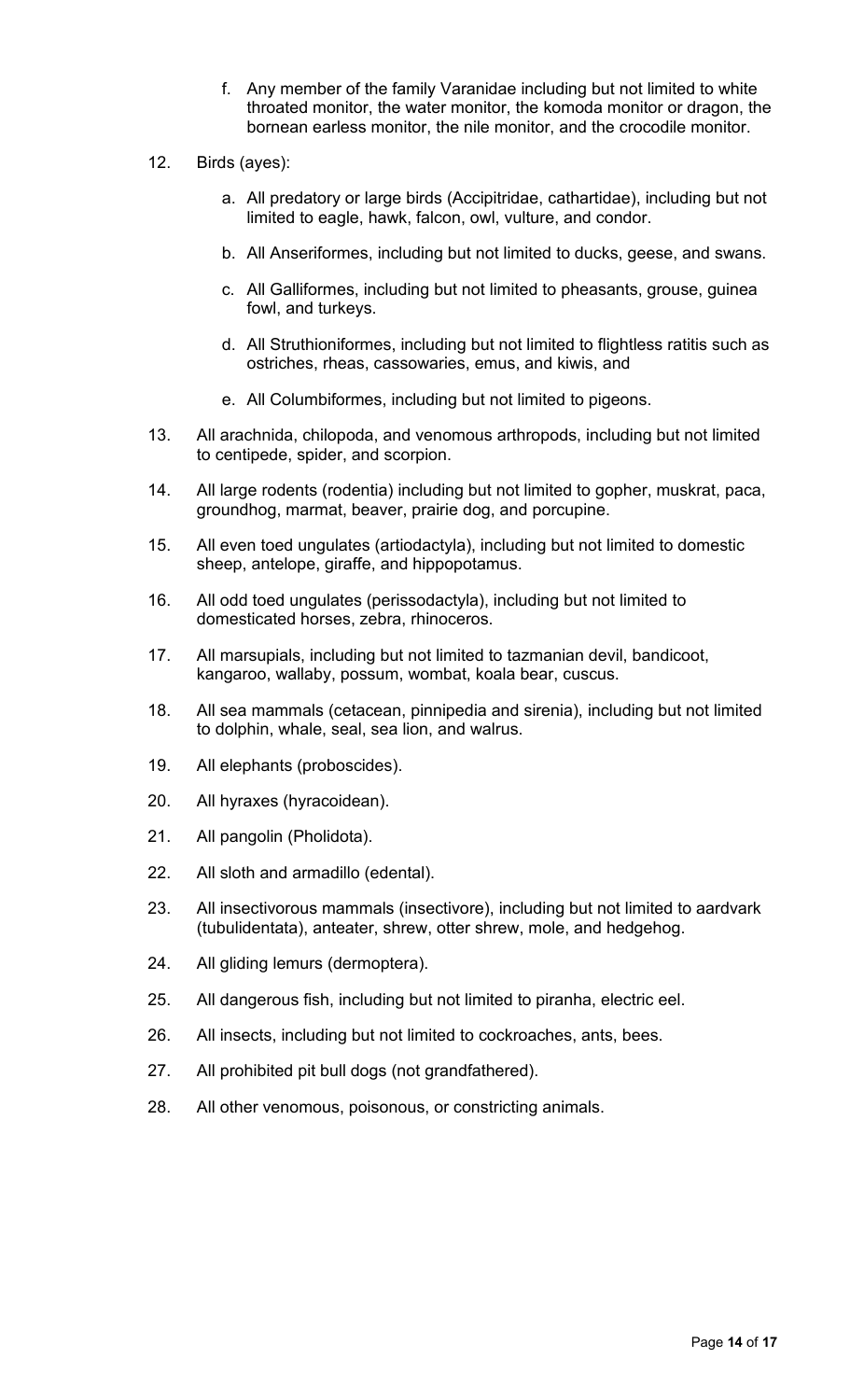f. Any member of the family Varanidae including but not limited to white throated monitor, the water monitor, the komoda monitor or dragon, the bornean earless monitor, the nile monitor, and the crocodile monitor.

12. Birds (ayes):

    a. All predatory or large birds (Accipitridae, cathartidae), including but not limited to eagle, hawk, falcon, owl, vulture, and condor.

    b. All Anseriformes, including but not limited to ducks, geese, and swans.

    c. All Galliformes, including but not limited to pheasants, grouse, guinea fowl, and turkeys.

    d. All Struthioniformes, including but not limited to flightless ratitis such as ostriches, rheas, cassowaries, emus, and kiwis, and

    e. All Columbiformes, including but not limited to pigeons.

13. All arachnida, chilopoda, and venomous arthropods, including but not limited to centipede, spider, and scorpion.

14. All large rodents (rodentia) including but not limited to gopher, muskrat, paca, groundhog, marmat, beaver, prairie dog, and porcupine.

15. All even toed ungulates (artiodactyla), including but not limited to domestic sheep, antelope, giraffe, and hippopotamus.

16. All odd toed ungulates (perissodactyla), including but not limited to domesticated horses, zebra, rhinoceros.

17. All marsupials, including but not limited to tazmanian devil, bandicoot, kangaroo, wallaby, possum, wombat, koala bear, cuscus.

18. All sea mammals (cetacean, pinnipedia and sirenia), including but not limited to dolphin, whale, seal, sea lion, and walrus.

19. All elephants (proboscides).

20. All hyraxes (hyracoidean).

21. All pangolin (Pholidota).

22. All sloth and armadillo (edental).

23. All insectivorous mammals (insectivore), including but not limited to aardvark (tubulidentata), anteater, shrew, otter shrew, mole, and hedgehog.

24. All gliding lemurs (dermoptera).

25. All dangerous fish, including but not limited to piranha, electric eel.

26. All insects, including but not limited to cockroaches, ants, bees.

27. All prohibited pit bull dogs (not grandfathered).

28. All other venomous, poisonous, or constricting animals.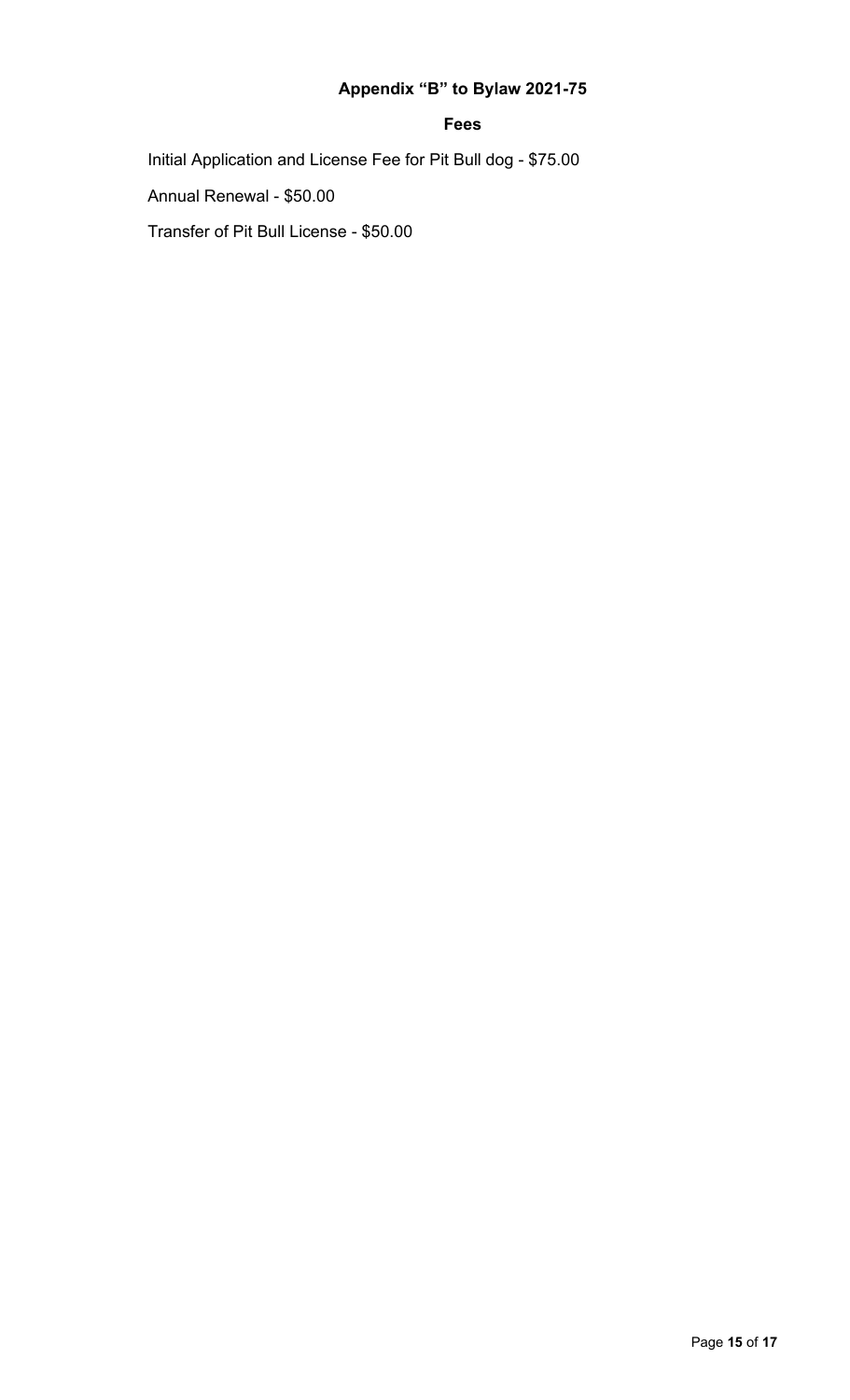## Appendix “B” to Bylaw 2021-75

### Fees

Initial Application and License Fee for Pit Bull dog - $75.00

Annual Renewal - $50.00

Transfer of Pit Bull License - $50.00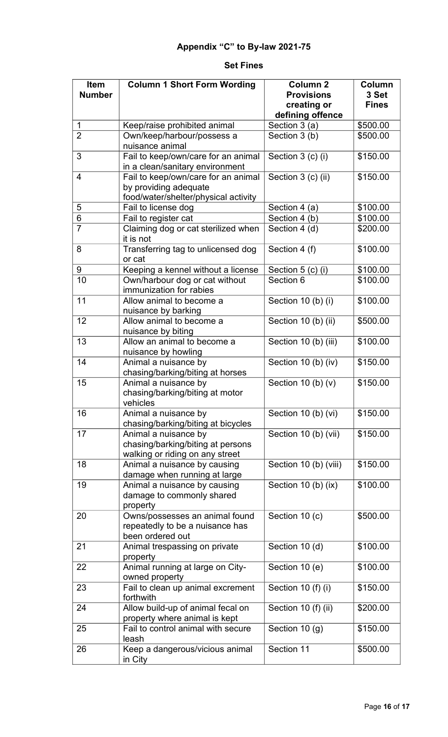## Appendix "C" to By-law 2021-75

### Set Fines

| Item Number | Column 1 Short Form Wording | Column 2 Provisions creating or defining offence | Column 3 Set Fines |
|---|---|---|---|
| 1 | Keep/raise prohibited animal | Section 3 (a) | $500.00 |
| 2 | Own/keep/harbour/possess a nuisance animal | Section 3 (b) | $500.00 |
| 3 | Fail to keep/own/care for an animal in a clean/sanitary environment | Section 3 (c) (i) | $150.00 |
| 4 | Fail to keep/own/care for an animal by providing adequate food/water/shelter/physical activity | Section 3 (c) (ii) | $150.00 |
| 5 | Fail to license dog | Section 4 (a) | $100.00 |
| 6 | Fail to register cat | Section 4 (b) | $100.00 |
| 7 | Claiming dog or cat sterilized when it is not | Section 4 (d) | $200.00 |
| 8 | Transferring tag to unlicensed dog or cat | Section 4 (f) | $100.00 |
| 9 | Keeping a kennel without a license | Section 5 (c) (i) | $100.00 |
| 10 | Own/harbour dog or cat without immunization for rabies | Section 6 | $100.00 |
| 11 | Allow animal to become a nuisance by barking | Section 10 (b) (i) | $100.00 |
| 12 | Allow animal to become a nuisance by biting | Section 10 (b) (ii) | $500.00 |
| 13 | Allow an animal to become a nuisance by howling | Section 10 (b) (iii) | $100.00 |
| 14 | Animal a nuisance by chasing/barking/biting at horses | Section 10 (b) (iv) | $150.00 |
| 15 | Animal a nuisance by chasing/barking/biting at motor vehicles | Section 10 (b) (v) | $150.00 |
| 16 | Animal a nuisance by chasing/barking/biting at bicycles | Section 10 (b) (vi) | $150.00 |
| 17 | Animal a nuisance by chasing/barking/biting at persons walking or riding on any street | Section 10 (b) (vii) | $150.00 |
| 18 | Animal a nuisance by causing damage when running at large | Section 10 (b) (viii) | $150.00 |
| 19 | Animal a nuisance by causing damage to commonly shared property | Section 10 (b) (ix) | $100.00 |
| 20 | Owns/possesses an animal found repeatedly to be a nuisance has been ordered out | Section 10 (c) | $500.00 |
| 21 | Animal trespassing on private property | Section 10 (d) | $100.00 |
| 22 | Animal running at large on City-owned property | Section 10 (e) | $100.00 |
| 23 | Fail to clean up animal excrement forthwith | Section 10 (f) (i) | $150.00 |
| 24 | Allow build-up of animal fecal on property where animal is kept | Section 10 (f) (ii) | $200.00 |
| 25 | Fail to control animal with secure leash | Section 10 (g) | $150.00 |
| 26 | Keep a dangerous/vicious animal in City | Section 11 | $500.00 |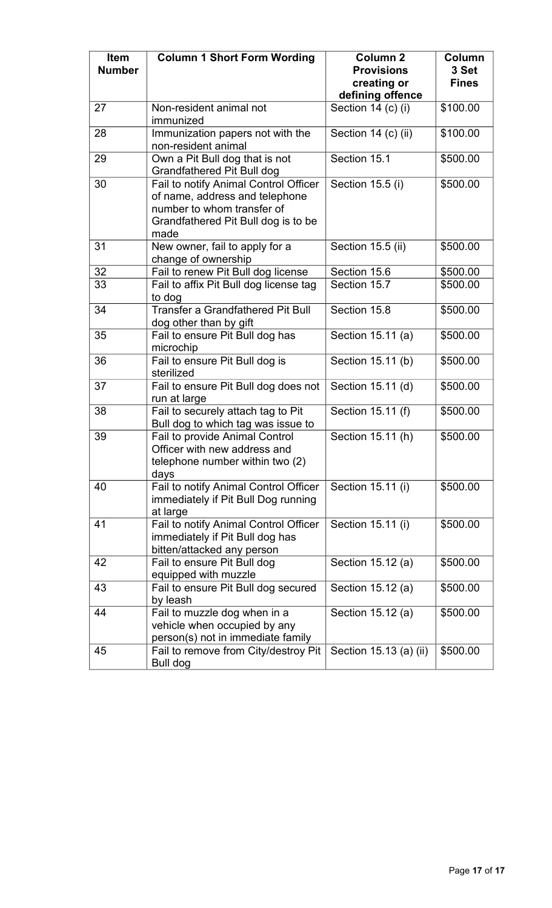| Item Number | Column 1 Short Form Wording | Column 2 Provisions creating or defining offence | Column 3 Set Fines |
|---|---|---|---|
| 27 | Non-resident animal not immunized | Section 14 (c) (i) | \$100.00 |
| 28 | Immunization papers not with the non-resident animal | Section 14 (c) (ii) | \$100.00 |
| 29 | Own a Pit Bull dog that is not Grandfathered Pit Bull dog | Section 15.1 | \$500.00 |
| 30 | Fail to notify Animal Control Officer of name, address and telephone number to whom transfer of Grandfathered Pit Bull dog is to be made | Section 15.5 (i) | \$500.00 |
| 31 | New owner, fail to apply for a change of ownership | Section 15.5 (ii) | \$500.00 |
| 32 | Fail to renew Pit Bull dog license | Section 15.6 | \$500.00 |
| 33 | Fail to affix Pit Bull dog license tag to dog | Section 15.7 | \$500.00 |
| 34 | Transfer a Grandfathered Pit Bull dog other than by gift | Section 15.8 | \$500.00 |
| 35 | Fail to ensure Pit Bull dog has microchip | Section 15.11 (a) | \$500.00 |
| 36 | Fail to ensure Pit Bull dog is sterilized | Section 15.11 (b) | \$500.00 |
| 37 | Fail to ensure Pit Bull dog does not run at large | Section 15.11 (d) | \$500.00 |
| 38 | Fail to securely attach tag to Pit Bull dog to which tag was issue to | Section 15.11 (f) | \$500.00 |
| 39 | Fail to provide Animal Control Officer with new address and telephone number within two (2) days | Section 15.11 (h) | \$500.00 |
| 40 | Fail to notify Animal Control Officer immediately if Pit Bull Dog running at large | Section 15.11 (i) | \$500.00 |
| 41 | Fail to notify Animal Control Officer immediately if Pit Bull dog has bitten/attacked any person | Section 15.11 (i) | \$500.00 |
| 42 | Fail to ensure Pit Bull dog equipped with muzzle | Section 15.12 (a) | \$500.00 |
| 43 | Fail to ensure Pit Bull dog secured by leash | Section 15.12 (a) | \$500.00 |
| 44 | Fail to muzzle dog when in a vehicle when occupied by any person(s) not in immediate family | Section 15.12 (a) | \$500.00 |
| 45 | Fail to remove from City/destroy Pit Bull dog | Section 15.13 (a) (ii) | \$500.00 |